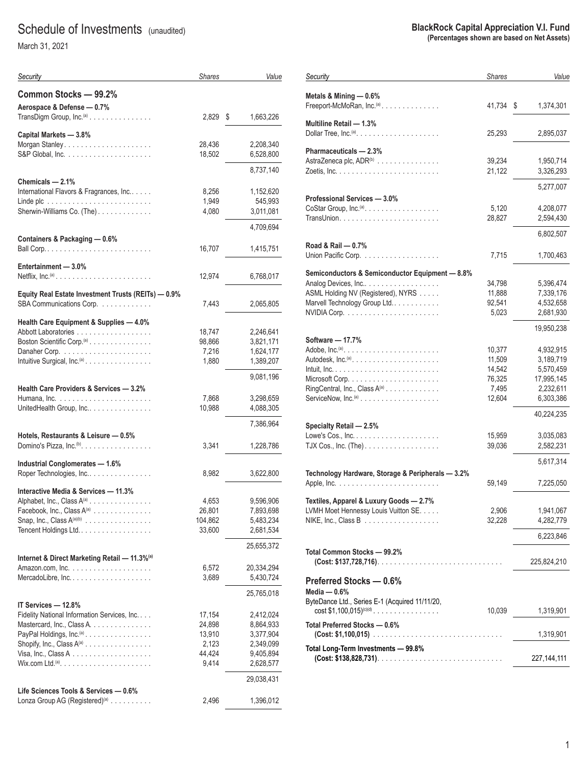# Schedule of Investments (unaudited)

March 31, 2021

**BlackRock Capital Appreciation V.I. Fund**
**(Percentages shown are based on Net Assets)**

| Security | Shares | Value |
|---|---|---|
| **Common Stocks — 99.2%** | | |
| **Aerospace & Defense — 0.7%** | | |
| TransDigm Group, Inc.[(a)] | 2,829 | $ 1,663,226 |
| **Capital Markets — 3.8%** | | |
| Morgan Stanley | 28,436 | 2,208,340 |
| S&P Global, Inc. | 18,502 | 6,528,800 |
| | | 8,737,140 |
| **Chemicals — 2.1%** | | |
| International Flavors & Fragrances, Inc. | 8,256 | 1,152,620 |
| Linde plc | 1,949 | 545,993 |
| Sherwin-Williams Co. (The) | 4,080 | 3,011,081 |
| | | 4,709,694 |
| **Containers & Packaging — 0.6%** | | |
| Ball Corp. | 16,707 | 1,415,751 |
| **Entertainment — 3.0%** | | |
| Netflix, Inc.[(a)] | 12,974 | 6,768,017 |
| **Equity Real Estate Investment Trusts (REITs) — 0.9%** | | |
| SBA Communications Corp. | 7,443 | 2,065,805 |
| **Health Care Equipment & Supplies — 4.0%** | | |
| Abbott Laboratories | 18,747 | 2,246,641 |
| Boston Scientific Corp.[(a)] | 98,866 | 3,821,171 |
| Danaher Corp. | 7,216 | 1,624,177 |
| Intuitive Surgical, Inc.[(a)] | 1,880 | 1,389,207 |
| | | 9,081,196 |
| **Health Care Providers & Services — 3.2%** | | |
| Humana, Inc. | 7,868 | 3,298,659 |
| UnitedHealth Group, Inc. | 10,988 | 4,088,305 |
| | | 7,386,964 |
| **Hotels, Restaurants & Leisure — 0.5%** | | |
| Domino's Pizza, Inc.[(b)] | 3,341 | 1,228,786 |
| **Industrial Conglomerates — 1.6%** | | |
| Roper Technologies, Inc. | 8,982 | 3,622,800 |
| **Interactive Media & Services — 11.3%** | | |
| Alphabet, Inc., Class A[(a)] | 4,653 | 9,596,906 |
| Facebook, Inc., Class A[(a)] | 26,801 | 7,893,698 |
| Snap, Inc., Class A[(a)(b)] | 104,862 | 5,483,234 |
| Tencent Holdings Ltd. | 33,600 | 2,681,534 |
| | | 25,655,372 |
| **Internet & Direct Marketing Retail — 11.3%[(a)]** | | |
| Amazon.com, Inc. | 6,572 | 20,334,294 |
| MercadoLibre, Inc. | 3,689 | 5,430,724 |
| | | 25,765,018 |
| **IT Services — 12.8%** | | |
| Fidelity National Information Services, Inc. | 17,154 | 2,412,024 |
| Mastercard, Inc., Class A. | 24,898 | 8,864,933 |
| PayPal Holdings, Inc.[(a)] | 13,910 | 3,377,904 |
| Shopify, Inc., Class A[(a)] | 2,123 | 2,349,099 |
| Visa, Inc., Class A | 44,424 | 9,405,894 |
| Wix.com Ltd.[(a)] | 9,414 | 2,628,577 |
| | | 29,038,431 |
| **Life Sciences Tools & Services — 0.6%** | | |
| Lonza Group AG (Registered)[(a)] | 2,496 | 1,396,012 |
| **Metals & Mining — 0.6%** | | |
| Freeport-McMoRan, Inc.[(a)] | 41,734 | $ 1,374,301 |
| **Multiline Retail — 1.3%** | | |
| Dollar Tree, Inc.[(a)] | 25,293 | 2,895,037 |
| **Pharmaceuticals — 2.3%** | | |
| AstraZeneca plc, ADR[(b)] | 39,234 | 1,950,714 |
| Zoetis, Inc. | 21,122 | 3,326,293 |
| | | 5,277,007 |
| **Professional Services — 3.0%** | | |
| CoStar Group, Inc.[(a)] | 5,120 | 4,208,077 |
| TransUnion | 28,827 | 2,594,430 |
| | | 6,802,507 |
| **Road & Rail — 0.7%** | | |
| Union Pacific Corp. | 7,715 | 1,700,463 |
| **Semiconductors & Semiconductor Equipment — 8.8%** | | |
| Analog Devices, Inc. | 34,798 | 5,396,474 |
| ASML Holding NV (Registered), NYRS | 11,888 | 7,339,176 |
| Marvell Technology Group Ltd. | 92,541 | 4,532,658 |
| NVIDIA Corp. | 5,023 | 2,681,930 |
| | | 19,950,238 |
| **Software — 17.7%** | | |
| Adobe, Inc.[(a)] | 10,377 | 4,932,915 |
| Autodesk, Inc.[(a)] | 11,509 | 3,189,719 |
| Intuit, Inc. | 14,542 | 5,570,459 |
| Microsoft Corp. | 76,325 | 17,995,145 |
| RingCentral, Inc., Class A[(a)] | 7,495 | 2,232,611 |
| ServiceNow, Inc.[(a)] | 12,604 | 6,303,386 |
| | | 40,224,235 |
| **Specialty Retail — 2.5%** | | |
| Lowe's Cos., Inc. | 15,959 | 3,035,083 |
| TJX Cos., Inc. (The) | 39,036 | 2,582,231 |
| | | 5,617,314 |
| **Technology Hardware, Storage & Peripherals — 3.2%** | | |
| Apple, Inc. | 59,149 | 7,225,050 |
| **Textiles, Apparel & Luxury Goods — 2.7%** | | |
| LVMH Moet Hennessy Louis Vuitton SE. | 2,906 | 1,941,067 |
| NIKE, Inc., Class B | 32,228 | 4,282,779 |
| | | 6,223,846 |
| **Total Common Stocks — 99.2% (Cost: $137,728,716)** | | 225,824,210 |
| **Preferred Stocks — 0.6%** | | |
| **Media — 0.6%** | | |
| ByteDance Ltd., Series E-1 (Acquired 11/11/20, cost $1,100,015)[(c)(d)] | 10,039 | 1,319,901 |
| **Total Preferred Stocks — 0.6% (Cost: $1,100,015)** | | 1,319,901 |
| **Total Long-Term Investments — 99.8% (Cost: $138,828,731)** | | 227,144,111 |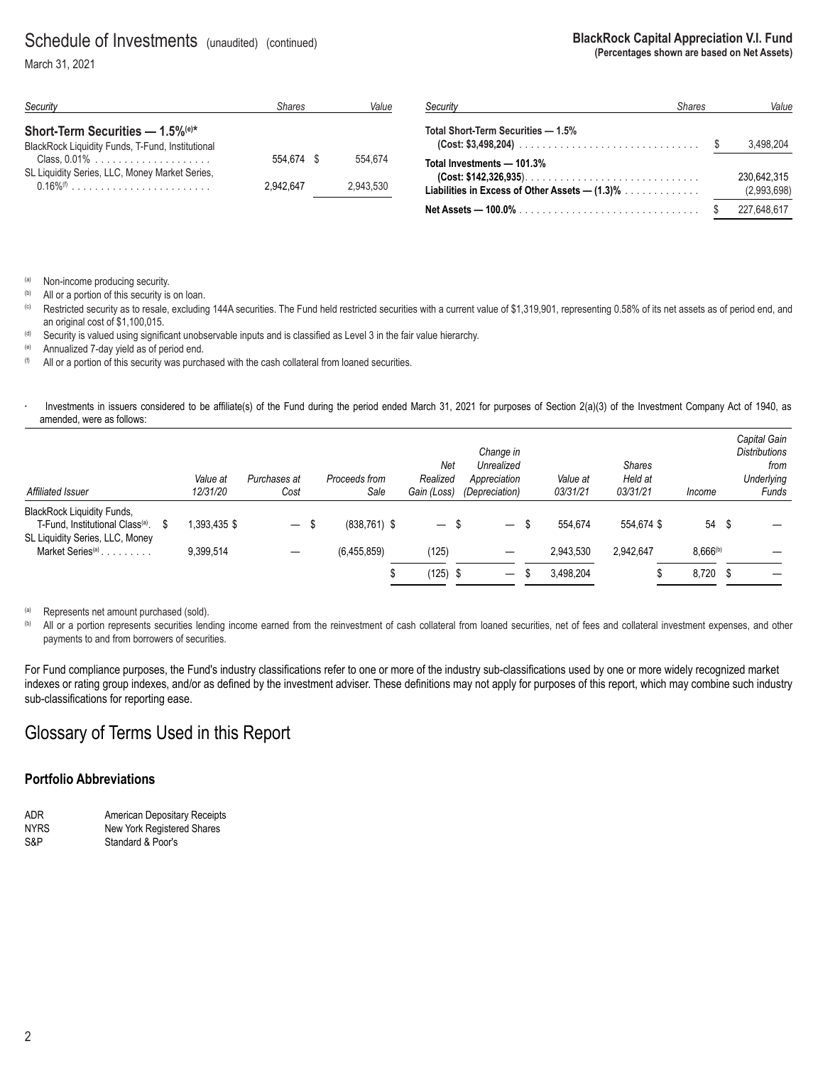# Schedule of Investments (unaudited) (continued)

March 31, 2021

**BlackRock Capital Appreciation V.I. Fund**
**(Percentages shown are based on Net Assets)**

| Security | Shares | Value |
|---|---|---|
| **Short-Term Securities — 1.5%[(e)*]** | | |
| BlackRock Liquidity Funds, T-Fund, Institutional Class, 0.01% | 554,674 | $ 554,674 |
| SL Liquidity Series, LLC, Money Market Series, 0.16%[(f)] | 2,942,647 | 2,943,530 |
| **Total Short-Term Securities — 1.5%** **(Cost: $3,498,204)** | | $ 3,498,204 |
| **Total Investments — 101.3%** **(Cost: $142,326,935)** | | 230,642,315 |
| **Liabilities in Excess of Other Assets — (1.3)%** | | (2,993,698) |
| **Net Assets — 100.0%** | | $ 227,648,617 |

[(a)] Non-income producing security.
[(b)] All or a portion of this security is on loan.
[(c)] Restricted security as to resale, excluding 144A securities. The Fund held restricted securities with a current value of $1,319,901, representing 0.58% of its net assets as of period end, and an original cost of $1,100,015.
[(d)] Security is valued using significant unobservable inputs and is classified as Level 3 in the fair value hierarchy.
[(e)] Annualized 7-day yield as of period end.
[(f)] All or a portion of this security was purchased with the cash collateral from loaned securities.

[*] Investments in issuers considered to be affiliate(s) of the Fund during the period ended March 31, 2021 for purposes of Section 2(a)(3) of the Investment Company Act of 1940, as amended, were as follows:

| Affiliated Issuer | Value at 12/31/20 | Purchases at Cost | Proceeds from Sale | Net Realized Gain (Loss) | Change in Unrealized Appreciation (Depreciation) | Value at 03/31/21 | Shares Held at 03/31/21 | Income | Capital Gain Distributions from Underlying Funds |
|---|---|---|---|---|---|---|---|---|---|
| BlackRock Liquidity Funds, T-Fund, Institutional Class[(a)] | $ 1,393,435 | $ — | $ (838,761) | $ — | $ — | $ 554,674 | 554,674 | $ 54 | $ — |
| SL Liquidity Series, LLC, Money Market Series[(a)] | 9,399,514 | — | (6,455,859) | (125) | — | 2,943,530 | 2,942,647 | 8,666[(b)] | — |
| | | | | $ (125) | $ — | $ 3,498,204 | | $ 8,720 | $ — |

[(a)] Represents net amount purchased (sold).
[(b)] All or a portion represents securities lending income earned from the reinvestment of cash collateral from loaned securities, net of fees and collateral investment expenses, and other payments to and from borrowers of securities.

For Fund compliance purposes, the Fund's industry classifications refer to one or more of the industry sub-classifications used by one or more widely recognized market indexes or rating group indexes, and/or as defined by the investment adviser. These definitions may not apply for purposes of this report, which may combine such industry sub-classifications for reporting ease.

# Glossary of Terms Used in this Report

### Portfolio Abbreviations

| | |
|---|---|
| ADR | American Depositary Receipts |
| NYRS | New York Registered Shares |
| S&P | Standard & Poor's |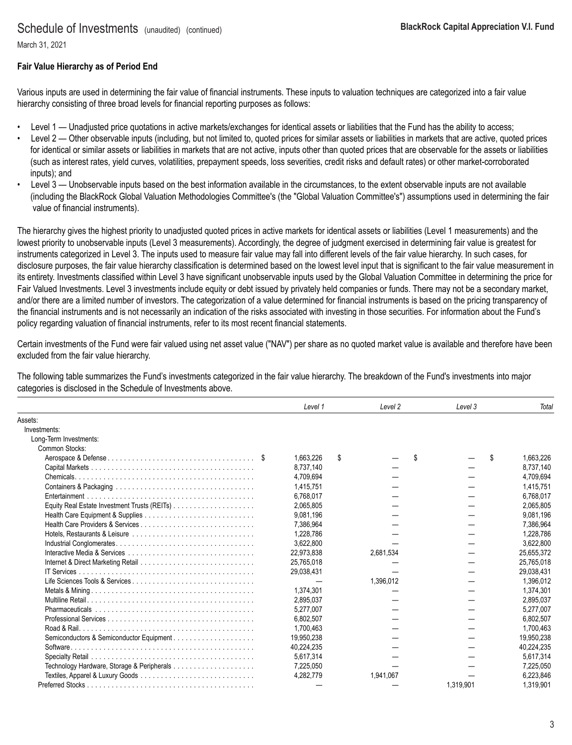# Schedule of Investments (unaudited) (continued)

**BlackRock Capital Appreciation V.I. Fund**

March 31, 2021

**Fair Value Hierarchy as of Period End**

Various inputs are used in determining the fair value of financial instruments. These inputs to valuation techniques are categorized into a fair value hierarchy consisting of three broad levels for financial reporting purposes as follows:

- Level 1 — Unadjusted price quotations in active markets/exchanges for identical assets or liabilities that the Fund has the ability to access;
- Level 2 — Other observable inputs (including, but not limited to, quoted prices for similar assets or liabilities in markets that are active, quoted prices for identical or similar assets or liabilities in markets that are not active, inputs other than quoted prices that are observable for the assets or liabilities (such as interest rates, yield curves, volatilities, prepayment speeds, loss severities, credit risks and default rates) or other market-corroborated inputs); and
- Level 3 — Unobservable inputs based on the best information available in the circumstances, to the extent observable inputs are not available (including the BlackRock Global Valuation Methodologies Committee's (the "Global Valuation Committee's") assumptions used in determining the fair value of financial instruments).

The hierarchy gives the highest priority to unadjusted quoted prices in active markets for identical assets or liabilities (Level 1 measurements) and the lowest priority to unobservable inputs (Level 3 measurements). Accordingly, the degree of judgment exercised in determining fair value is greatest for instruments categorized in Level 3. The inputs used to measure fair value may fall into different levels of the fair value hierarchy. In such cases, for disclosure purposes, the fair value hierarchy classification is determined based on the lowest level input that is significant to the fair value measurement in its entirety. Investments classified within Level 3 have significant unobservable inputs used by the Global Valuation Committee in determining the price for Fair Valued Investments. Level 3 investments include equity or debt issued by privately held companies or funds. There may not be a secondary market, and/or there are a limited number of investors. The categorization of a value determined for financial instruments is based on the pricing transparency of the financial instruments and is not necessarily an indication of the risks associated with investing in those securities. For information about the Fund's policy regarding valuation of financial instruments, refer to its most recent financial statements.

Certain investments of the Fund were fair valued using net asset value ("NAV") per share as no quoted market value is available and therefore have been excluded from the fair value hierarchy.

The following table summarizes the Fund's investments categorized in the fair value hierarchy. The breakdown of the Fund's investments into major categories is disclosed in the Schedule of Investments above.

| | *Level 1* | *Level 2* | *Level 3* | *Total* |
|---|---|---|---|---|
| Assets: | | | | |
| Investments: | | | | |
| Long-Term Investments: | | | | |
| Common Stocks: | | | | |
| Aerospace & Defense | $ 1,663,226 | $ — | $ — | $ 1,663,226 |
| Capital Markets | 8,737,140 | — | — | 8,737,140 |
| Chemicals | 4,709,694 | — | — | 4,709,694 |
| Containers & Packaging | 1,415,751 | — | — | 1,415,751 |
| Entertainment | 6,768,017 | — | — | 6,768,017 |
| Equity Real Estate Investment Trusts (REITs) | 2,065,805 | — | — | 2,065,805 |
| Health Care Equipment & Supplies | 9,081,196 | — | — | 9,081,196 |
| Health Care Providers & Services | 7,386,964 | — | — | 7,386,964 |
| Hotels, Restaurants & Leisure | 1,228,786 | — | — | 1,228,786 |
| Industrial Conglomerates | 3,622,800 | — | — | 3,622,800 |
| Interactive Media & Services | 22,973,838 | 2,681,534 | — | 25,655,372 |
| Internet & Direct Marketing Retail | 25,765,018 | — | — | 25,765,018 |
| IT Services | 29,038,431 | — | — | 29,038,431 |
| Life Sciences Tools & Services | — | 1,396,012 | — | 1,396,012 |
| Metals & Mining | 1,374,301 | — | — | 1,374,301 |
| Multiline Retail | 2,895,037 | — | — | 2,895,037 |
| Pharmaceuticals | 5,277,007 | — | — | 5,277,007 |
| Professional Services | 6,802,507 | — | — | 6,802,507 |
| Road & Rail | 1,700,463 | — | — | 1,700,463 |
| Semiconductors & Semiconductor Equipment | 19,950,238 | — | — | 19,950,238 |
| Software | 40,224,235 | — | — | 40,224,235 |
| Specialty Retail | 5,617,314 | — | — | 5,617,314 |
| Technology Hardware, Storage & Peripherals | 7,225,050 | — | — | 7,225,050 |
| Textiles, Apparel & Luxury Goods | 4,282,779 | 1,941,067 | — | 6,223,846 |
| Preferred Stocks | — | — | 1,319,901 | 1,319,901 |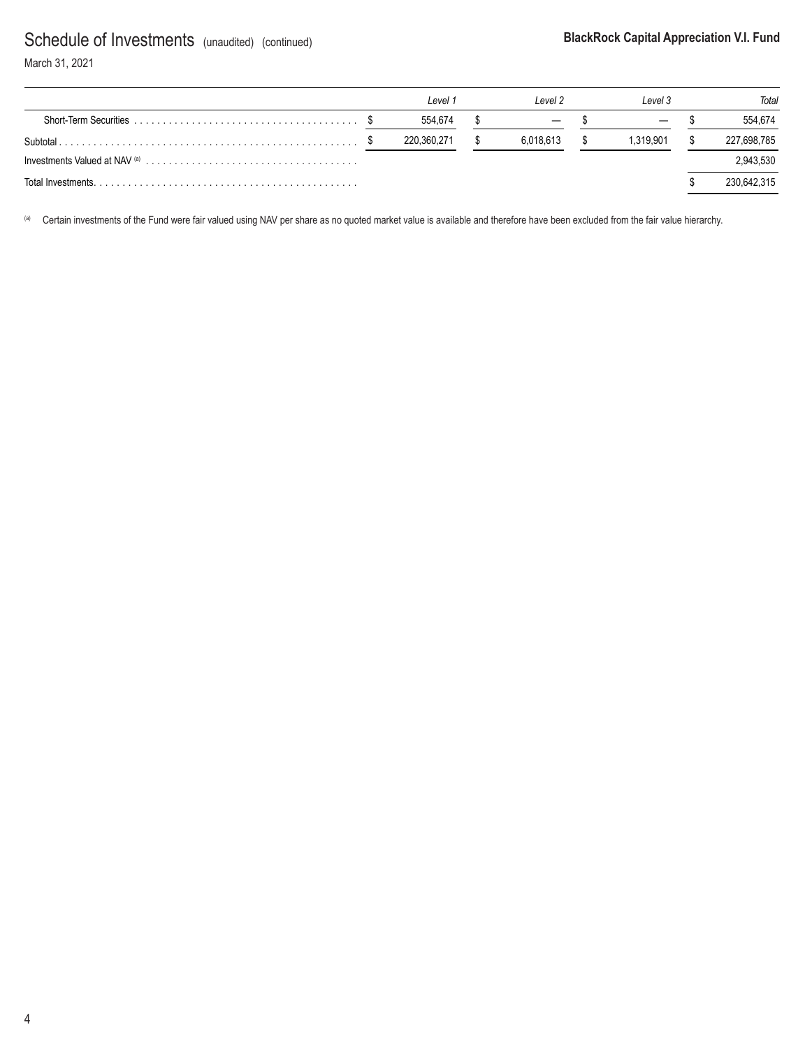| | Level 1 | Level 2 | Level 3 | Total |
|---|---|---|---|---|
| Short-Term Securities | $ 554,674 | $ — | $ — | $ 554,674 |
| Subtotal | $ 220,360,271 | $ 6,018,613 | $ 1,319,901 | $ 227,698,785 |
| Investments Valued at NAV [(a)] | | | | 2,943,530 |
| Total Investments | | | | $ 230,642,315 |

[(a)] Certain investments of the Fund were fair valued using NAV per share as no quoted market value is available and therefore have been excluded from the fair value hierarchy.